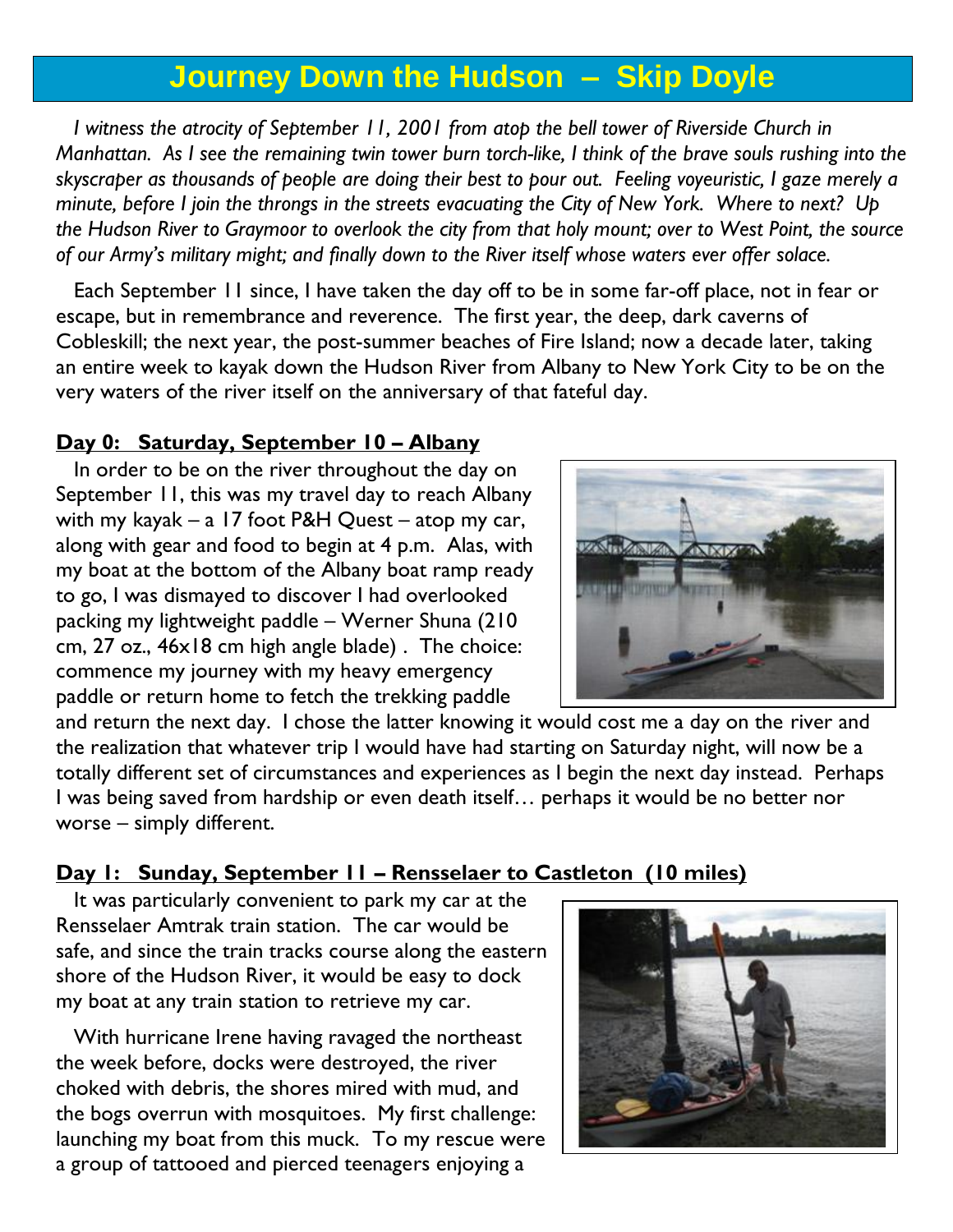# Journey Down the Hudson – Skip Doyle

*I witness the atrocity of September 11, 2001 from atop the bell tower of Riverside Church in Manhattan. As I see the remaining twin tower burn torch-like, I think of the brave souls rushing into the skyscraper as thousands of people are doing their best to pour out. Feeling voyeuristic, I gaze merely a minute, before I join the throngs in the streets evacuating the City of New York. Where to next? Up the Hudson River to Graymoor to overlook the city from that holy mount; over to West Point, the source of our Army's military might; and finally down to the River itself whose waters ever offer solace.*

Each September 11 since, I have taken the day off to be in some far-off place, not in fear or escape, but in remembrance and reverence. The first year, the deep, dark caverns of Cobleskill; the next year, the post-summer beaches of Fire Island; now a decade later, taking an entire week to kayak down the Hudson River from Albany to New York City to be on the very waters of the river itself on the anniversary of that fateful day.

## Day 0: Saturday, September 10 – Albany

In order to be on the river throughout the day on September 11, this was my travel day to reach Albany with my kayak – a 17 foot P&H Quest – atop my car, along with gear and food to begin at 4 p.m. Alas, with my boat at the bottom of the Albany boat ramp ready to go, I was dismayed to discover I had overlooked packing my lightweight paddle – Werner Shuna (210 cm, 27 oz., 46x18 cm high angle blade) . The choice: commence my journey with my heavy emergency paddle or return home to fetch the trekking paddle and return the next day. I chose the latter knowing it would cost me a day on the river and the realization that whatever trip I would have had starting on Saturday night, will now be a totally different set of circumstances and experiences as I begin the next day instead. Perhaps I was being saved from hardship or even death itself… perhaps it would be no better nor worse – simply different.

## Day 1: Sunday, September 11 – Rensselaer to Castleton (10 miles)

It was particularly convenient to park my car at the Rensselaer Amtrak train station. The car would be safe, and since the train tracks course along the eastern shore of the Hudson River, it would be easy to dock my boat at any train station to retrieve my car.

With hurricane Irene having ravaged the northeast the week before, docks were destroyed, the river choked with debris, the shores mired with mud, and the bogs overrun with mosquitoes. My first challenge: launching my boat from this muck. To my rescue were a group of tattooed and pierced teenagers enjoying a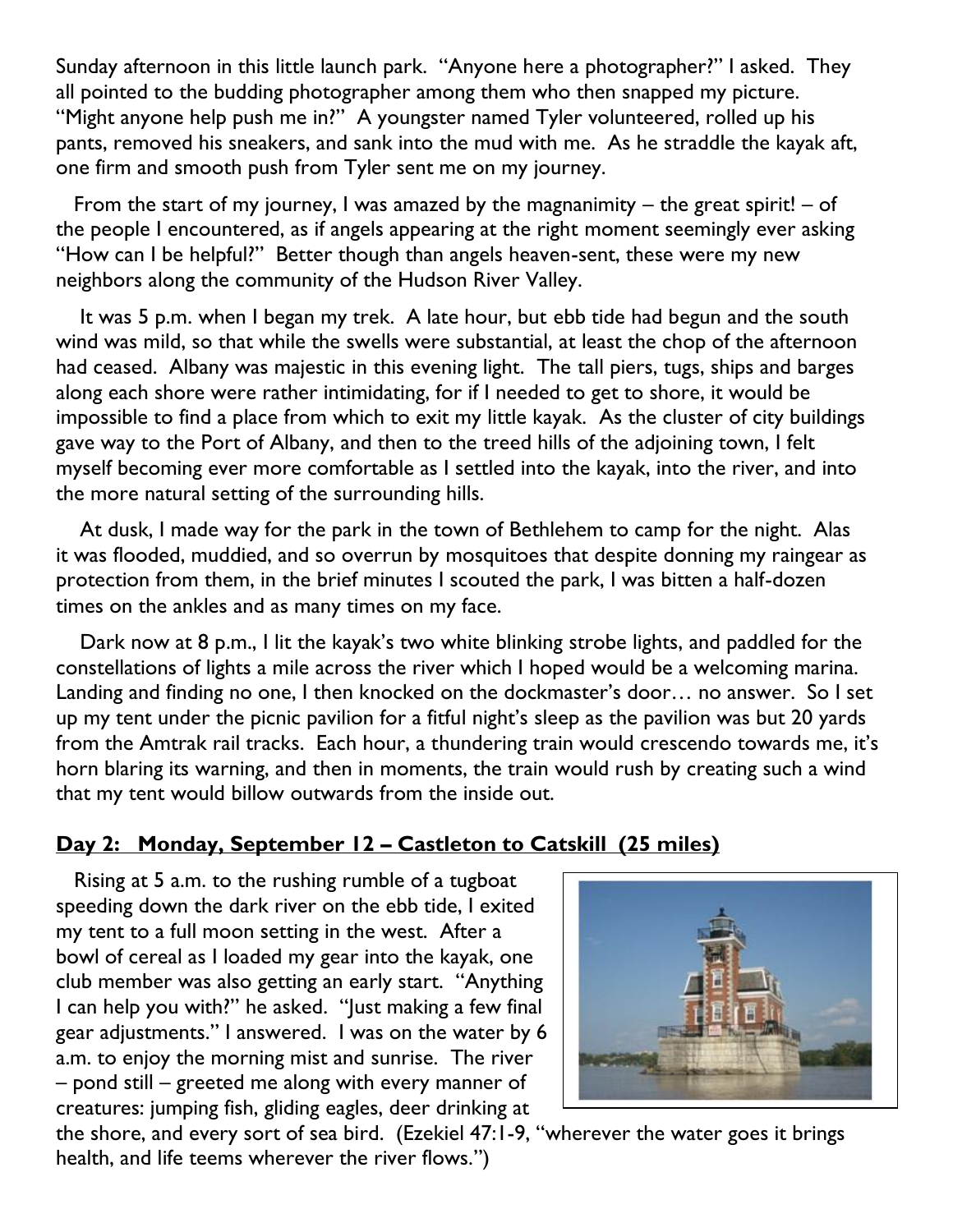Sunday afternoon in this little launch park. "Anyone here a photographer?" I asked. They all pointed to the budding photographer among them who then snapped my picture. "Might anyone help push me in?" A youngster named Tyler volunteered, rolled up his pants, removed his sneakers, and sank into the mud with me. As he straddle the kayak aft, one firm and smooth push from Tyler sent me on my journey.

From the start of my journey, I was amazed by the magnanimity – the great spirit! – of the people I encountered, as if angels appearing at the right moment seemingly ever asking "How can I be helpful?" Better though than angels heaven-sent, these were my new neighbors along the community of the Hudson River Valley.

It was 5 p.m. when I began my trek. A late hour, but ebb tide had begun and the south wind was mild, so that while the swells were substantial, at least the chop of the afternoon had ceased. Albany was majestic in this evening light. The tall piers, tugs, ships and barges along each shore were rather intimidating, for if I needed to get to shore, it would be impossible to find a place from which to exit my little kayak. As the cluster of city buildings gave way to the Port of Albany, and then to the treed hills of the adjoining town, I felt myself becoming ever more comfortable as I settled into the kayak, into the river, and into the more natural setting of the surrounding hills.

At dusk, I made way for the park in the town of Bethlehem to camp for the night. Alas it was flooded, muddied, and so overrun by mosquitoes that despite donning my raingear as protection from them, in the brief minutes I scouted the park, I was bitten a half-dozen times on the ankles and as many times on my face.

Dark now at 8 p.m., I lit the kayak's two white blinking strobe lights, and paddled for the constellations of lights a mile across the river which I hoped would be a welcoming marina. Landing and finding no one, I then knocked on the dockmaster's door… no answer. So I set up my tent under the picnic pavilion for a fitful night's sleep as the pavilion was but 20 yards from the Amtrak rail tracks. Each hour, a thundering train would crescendo towards me, it's horn blaring its warning, and then in moments, the train would rush by creating such a wind that my tent would billow outwards from the inside out.

## Day 2: Monday, September 12 – Castleton to Catskill (25 miles)

Rising at 5 a.m. to the rushing rumble of a tugboat speeding down the dark river on the ebb tide, I exited my tent to a full moon setting in the west. After a bowl of cereal as I loaded my gear into the kayak, one club member was also getting an early start. "Anything I can help you with?" he asked. "Just making a few final gear adjustments." I answered. I was on the water by 6 a.m. to enjoy the morning mist and sunrise. The river – pond still – greeted me along with every manner of creatures: jumping fish, gliding eagles, deer drinking at the shore, and every sort of sea bird. (Ezekiel 47:1-9, "wherever the water goes it brings health, and life teems wherever the river flows.")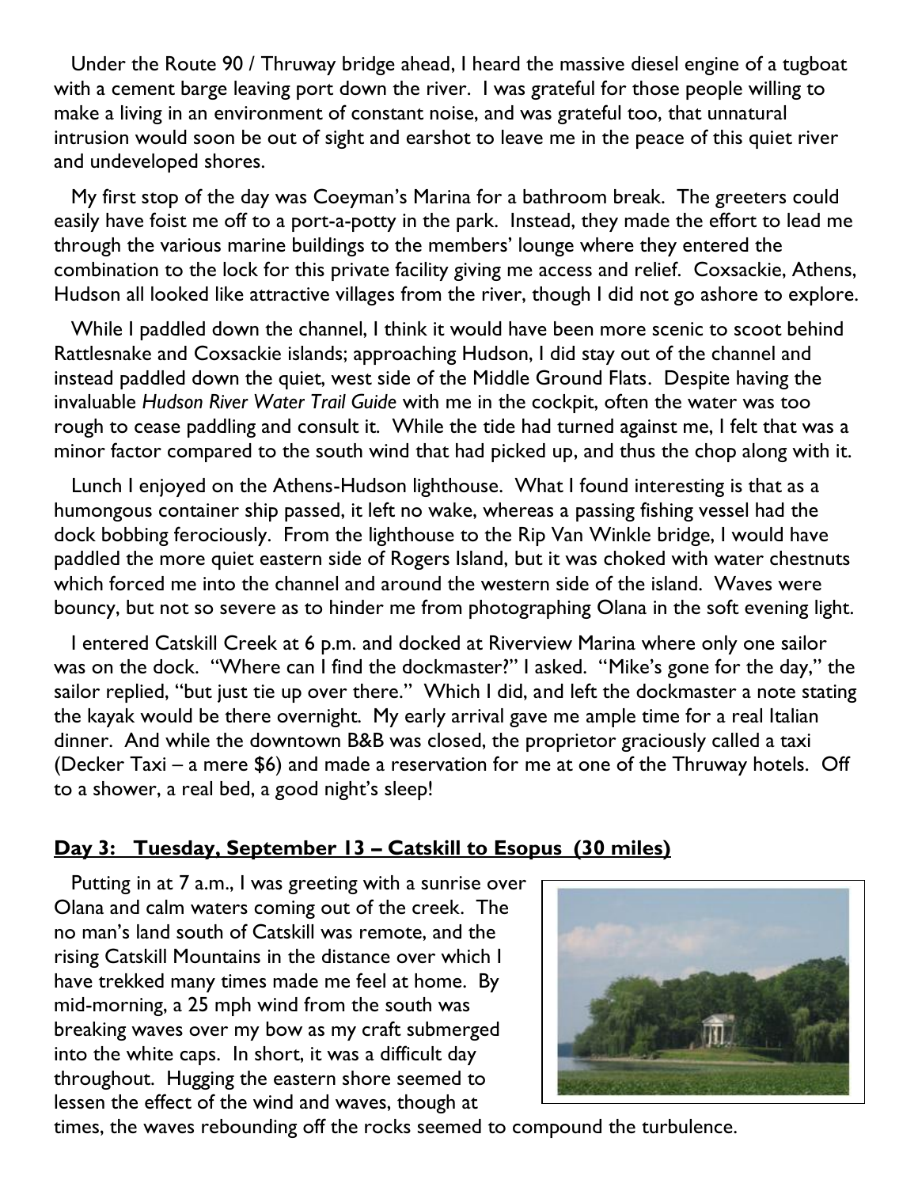Under the Route 90 / Thruway bridge ahead, I heard the massive diesel engine of a tugboat with a cement barge leaving port down the river. I was grateful for those people willing to make a living in an environment of constant noise, and was grateful too, that unnatural intrusion would soon be out of sight and earshot to leave me in the peace of this quiet river and undeveloped shores.

My first stop of the day was Coeyman's Marina for a bathroom break. The greeters could easily have foist me off to a port-a-potty in the park. Instead, they made the effort to lead me through the various marine buildings to the members' lounge where they entered the combination to the lock for this private facility giving me access and relief. Coxsackie, Athens, Hudson all looked like attractive villages from the river, though I did not go ashore to explore.

While I paddled down the channel, I think it would have been more scenic to scoot behind Rattlesnake and Coxsackie islands; approaching Hudson, I did stay out of the channel and instead paddled down the quiet, west side of the Middle Ground Flats. Despite having the invaluable *Hudson River Water Trail Guide* with me in the cockpit, often the water was too rough to cease paddling and consult it. While the tide had turned against me, I felt that was a minor factor compared to the south wind that had picked up, and thus the chop along with it.

Lunch I enjoyed on the Athens-Hudson lighthouse. What I found interesting is that as a humongous container ship passed, it left no wake, whereas a passing fishing vessel had the dock bobbing ferociously. From the lighthouse to the Rip Van Winkle bridge, I would have paddled the more quiet eastern side of Rogers Island, but it was choked with water chestnuts which forced me into the channel and around the western side of the island. Waves were bouncy, but not so severe as to hinder me from photographing Olana in the soft evening light.

I entered Catskill Creek at 6 p.m. and docked at Riverview Marina where only one sailor was on the dock. "Where can I find the dockmaster?" I asked. "Mike's gone for the day," the sailor replied, "but just tie up over there." Which I did, and left the dockmaster a note stating the kayak would be there overnight. My early arrival gave me ample time for a real Italian dinner. And while the downtown B&B was closed, the proprietor graciously called a taxi (Decker Taxi – a mere $6) and made a reservation for me at one of the Thruway hotels. Off to a shower, a real bed, a good night's sleep!

## **Day 3: Tuesday, September 13 – Catskill to Esopus (30 miles)**

Putting in at 7 a.m., I was greeting with a sunrise over Olana and calm waters coming out of the creek. The no man's land south of Catskill was remote, and the rising Catskill Mountains in the distance over which I have trekked many times made me feel at home. By mid-morning, a 25 mph wind from the south was breaking waves over my bow as my craft submerged into the white caps. In short, it was a difficult day throughout. Hugging the eastern shore seemed to lessen the effect of the wind and waves, though at times, the waves rebounding off the rocks seemed to compound the turbulence.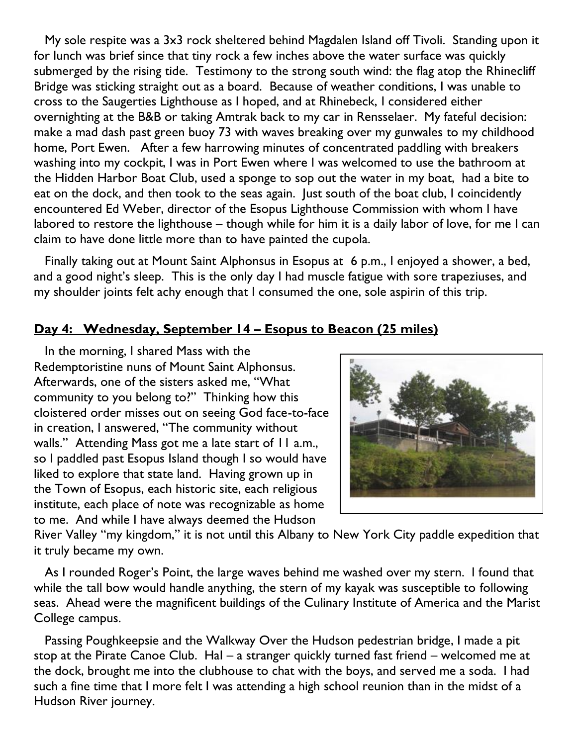My sole respite was a 3x3 rock sheltered behind Magdalen Island off Tivoli. Standing upon it for lunch was brief since that tiny rock a few inches above the water surface was quickly submerged by the rising tide. Testimony to the strong south wind: the flag atop the Rhinecliff Bridge was sticking straight out as a board. Because of weather conditions, I was unable to cross to the Saugerties Lighthouse as I hoped, and at Rhinebeck, I considered either overnighting at the B&B or taking Amtrak back to my car in Rensselaer. My fateful decision: make a mad dash past green buoy 73 with waves breaking over my gunwales to my childhood home, Port Ewen. After a few harrowing minutes of concentrated paddling with breakers washing into my cockpit, I was in Port Ewen where I was welcomed to use the bathroom at the Hidden Harbor Boat Club, used a sponge to sop out the water in my boat, had a bite to eat on the dock, and then took to the seas again. Just south of the boat club, I coincidently encountered Ed Weber, director of the Esopus Lighthouse Commission with whom I have labored to restore the lighthouse – though while for him it is a daily labor of love, for me I can claim to have done little more than to have painted the cupola.

Finally taking out at Mount Saint Alphonsus in Esopus at 6 p.m., I enjoyed a shower, a bed, and a good night's sleep. This is the only day I had muscle fatigue with sore trapeziuses, and my shoulder joints felt achy enough that I consumed the one, sole aspirin of this trip.

## Day 4: Wednesday, September 14 – Esopus to Beacon (25 miles)

In the morning, I shared Mass with the Redemptoristine nuns of Mount Saint Alphonsus. Afterwards, one of the sisters asked me, "What community to you belong to?" Thinking how this cloistered order misses out on seeing God face-to-face in creation, I answered, "The community without walls." Attending Mass got me a late start of 11 a.m., so I paddled past Esopus Island though I so would have liked to explore that state land. Having grown up in the Town of Esopus, each historic site, each religious institute, each place of note was recognizable as home to me. And while I have always deemed the Hudson River Valley "my kingdom," it is not until this Albany to New York City paddle expedition that it truly became my own.

As I rounded Roger's Point, the large waves behind me washed over my stern. I found that while the tall bow would handle anything, the stern of my kayak was susceptible to following seas. Ahead were the magnificent buildings of the Culinary Institute of America and the Marist College campus.

Passing Poughkeepsie and the Walkway Over the Hudson pedestrian bridge, I made a pit stop at the Pirate Canoe Club. Hal – a stranger quickly turned fast friend – welcomed me at the dock, brought me into the clubhouse to chat with the boys, and served me a soda. I had such a fine time that I more felt I was attending a high school reunion than in the midst of a Hudson River journey.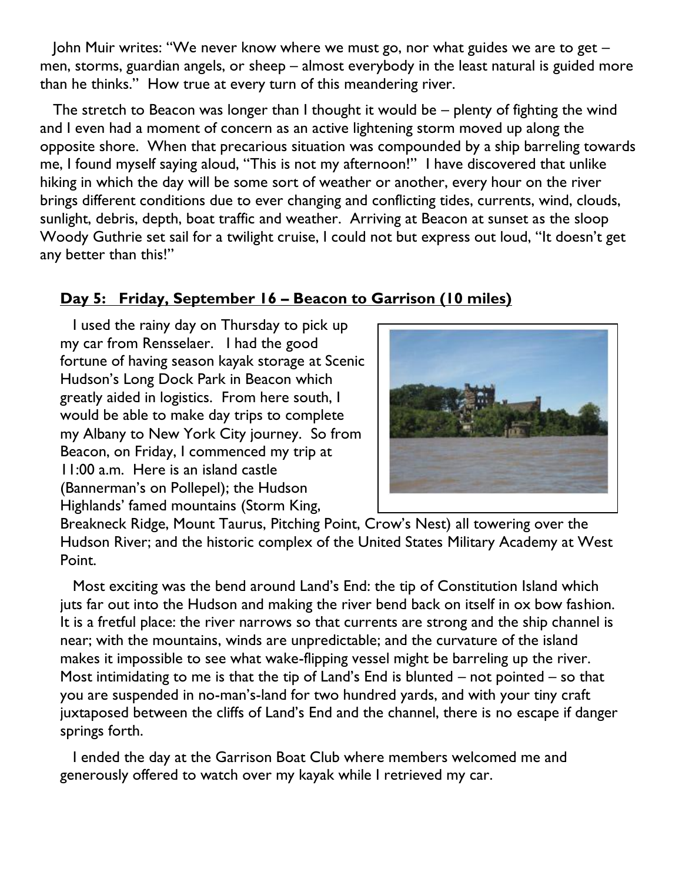John Muir writes: "We never know where we must go, nor what guides we are to get – men, storms, guardian angels, or sheep – almost everybody in the least natural is guided more than he thinks." How true at every turn of this meandering river.

The stretch to Beacon was longer than I thought it would be – plenty of fighting the wind and I even had a moment of concern as an active lightening storm moved up along the opposite shore. When that precarious situation was compounded by a ship barreling towards me, I found myself saying aloud, "This is not my afternoon!" I have discovered that unlike hiking in which the day will be some sort of weather or another, every hour on the river brings different conditions due to ever changing and conflicting tides, currents, wind, clouds, sunlight, debris, depth, boat traffic and weather. Arriving at Beacon at sunset as the sloop Woody Guthrie set sail for a twilight cruise, I could not but express out loud, "It doesn't get any better than this!"

**Day 5: Friday, September 16 – Beacon to Garrison (10 miles)**

I used the rainy day on Thursday to pick up my car from Rensselaer. I had the good fortune of having season kayak storage at Scenic Hudson's Long Dock Park in Beacon which greatly aided in logistics. From here south, I would be able to make day trips to complete my Albany to New York City journey. So from Beacon, on Friday, I commenced my trip at 11:00 a.m. Here is an island castle (Bannerman's on Pollepel); the Hudson Highlands' famed mountains (Storm King, Breakneck Ridge, Mount Taurus, Pitching Point, Crow's Nest) all towering over the Hudson River; and the historic complex of the United States Military Academy at West Point.

Most exciting was the bend around Land's End: the tip of Constitution Island which juts far out into the Hudson and making the river bend back on itself in ox bow fashion. It is a fretful place: the river narrows so that currents are strong and the ship channel is near; with the mountains, winds are unpredictable; and the curvature of the island makes it impossible to see what wake-flipping vessel might be barreling up the river. Most intimidating to me is that the tip of Land's End is blunted – not pointed – so that you are suspended in no-man's-land for two hundred yards, and with your tiny craft juxtaposed between the cliffs of Land's End and the channel, there is no escape if danger springs forth.

I ended the day at the Garrison Boat Club where members welcomed me and generously offered to watch over my kayak while I retrieved my car.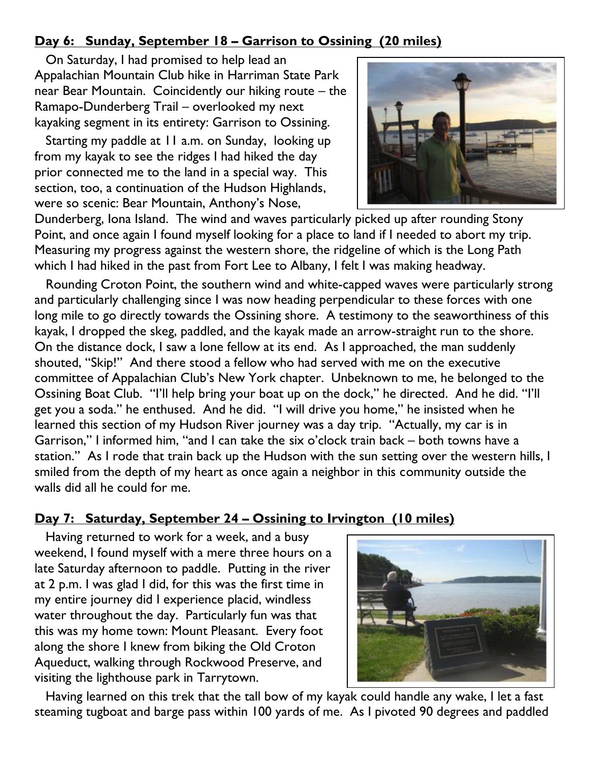**Day 6: Sunday, September 18 – Garrison to Ossining (20 miles)**

On Saturday, I had promised to help lead an Appalachian Mountain Club hike in Harriman State Park near Bear Mountain. Coincidently our hiking route – the Ramapo-Dunderberg Trail – overlooked my next kayaking segment in its entirety: Garrison to Ossining.

Starting my paddle at 11 a.m. on Sunday, looking up from my kayak to see the ridges I had hiked the day prior connected me to the land in a special way. This section, too, a continuation of the Hudson Highlands, were so scenic: Bear Mountain, Anthony's Nose, Dunderberg, Iona Island. The wind and waves particularly picked up after rounding Stony Point, and once again I found myself looking for a place to land if I needed to abort my trip. Measuring my progress against the western shore, the ridgeline of which is the Long Path which I had hiked in the past from Fort Lee to Albany, I felt I was making headway.

Rounding Croton Point, the southern wind and white-capped waves were particularly strong and particularly challenging since I was now heading perpendicular to these forces with one long mile to go directly towards the Ossining shore. A testimony to the seaworthiness of this kayak, I dropped the skeg, paddled, and the kayak made an arrow-straight run to the shore. On the distance dock, I saw a lone fellow at its end. As I approached, the man suddenly shouted, "Skip!" And there stood a fellow who had served with me on the executive committee of Appalachian Club's New York chapter. Unbeknown to me, he belonged to the Ossining Boat Club. "I'll help bring your boat up on the dock," he directed. And he did. "I'll get you a soda." he enthused. And he did. "I will drive you home," he insisted when he learned this section of my Hudson River journey was a day trip. "Actually, my car is in Garrison," I informed him, "and I can take the six o'clock train back – both towns have a station." As I rode that train back up the Hudson with the sun setting over the western hills, I smiled from the depth of my heart as once again a neighbor in this community outside the walls did all he could for me.

**Day 7: Saturday, September 24 – Ossining to Irvington (10 miles)**

Having returned to work for a week, and a busy weekend, I found myself with a mere three hours on a late Saturday afternoon to paddle. Putting in the river at 2 p.m. I was glad I did, for this was the first time in my entire journey did I experience placid, windless water throughout the day. Particularly fun was that this was my home town: Mount Pleasant. Every foot along the shore I knew from biking the Old Croton Aqueduct, walking through Rockwood Preserve, and visiting the lighthouse park in Tarrytown.

Having learned on this trek that the tall bow of my kayak could handle any wake, I let a fast steaming tugboat and barge pass within 100 yards of me. As I pivoted 90 degrees and paddled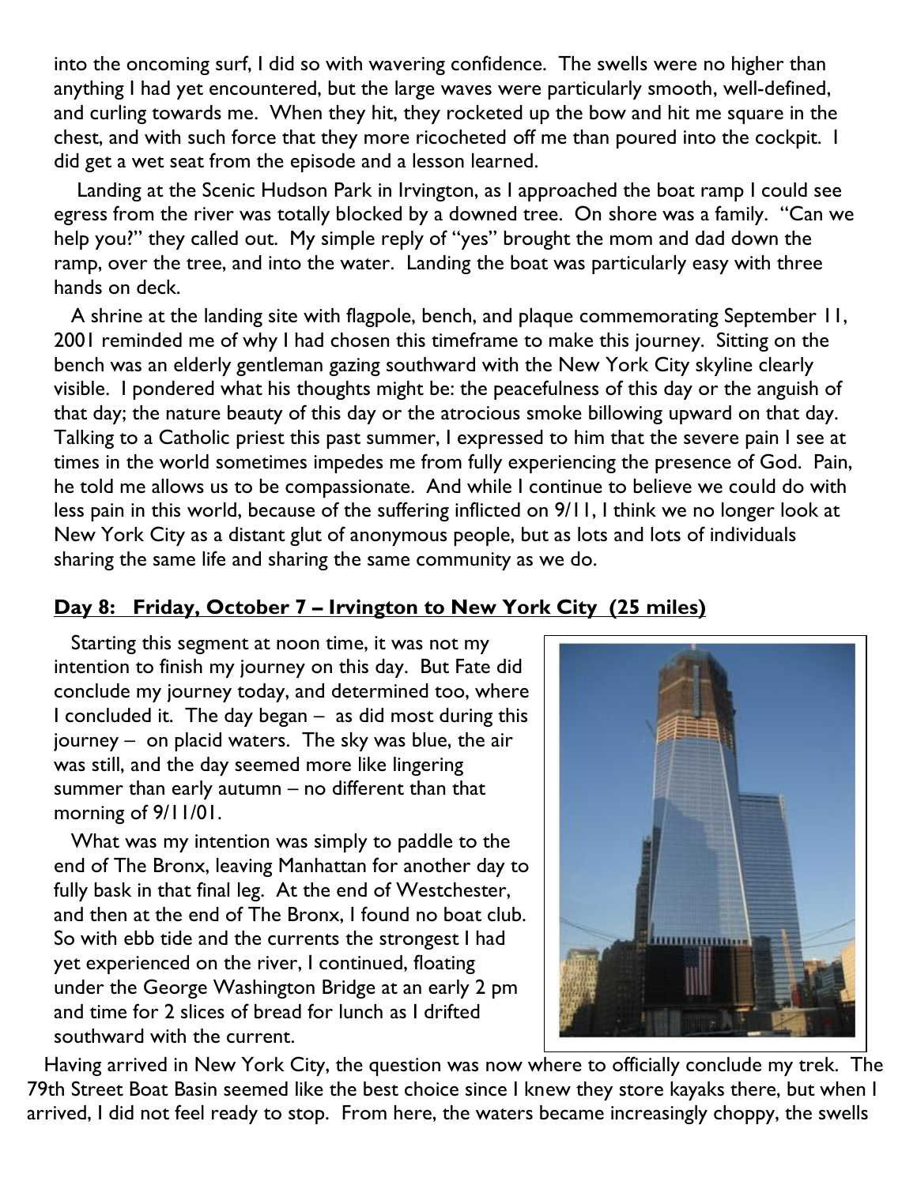into the oncoming surf, I did so with wavering confidence. The swells were no higher than anything I had yet encountered, but the large waves were particularly smooth, well-defined, and curling towards me. When they hit, they rocketed up the bow and hit me square in the chest, and with such force that they more ricocheted off me than poured into the cockpit. I did get a wet seat from the episode and a lesson learned.

Landing at the Scenic Hudson Park in Irvington, as I approached the boat ramp I could see egress from the river was totally blocked by a downed tree. On shore was a family. "Can we help you?" they called out. My simple reply of "yes" brought the mom and dad down the ramp, over the tree, and into the water. Landing the boat was particularly easy with three hands on deck.

A shrine at the landing site with flagpole, bench, and plaque commemorating September 11, 2001 reminded me of why I had chosen this timeframe to make this journey. Sitting on the bench was an elderly gentleman gazing southward with the New York City skyline clearly visible. I pondered what his thoughts might be: the peacefulness of this day or the anguish of that day; the nature beauty of this day or the atrocious smoke billowing upward on that day. Talking to a Catholic priest this past summer, I expressed to him that the severe pain I see at times in the world sometimes impedes me from fully experiencing the presence of God. Pain, he told me allows us to be compassionate. And while I continue to believe we could do with less pain in this world, because of the suffering inflicted on 9/11, I think we no longer look at New York City as a distant glut of anonymous people, but as lots and lots of individuals sharing the same life and sharing the same community as we do.

## Day 8: Friday, October 7 – Irvington to New York City (25 miles)

Starting this segment at noon time, it was not my intention to finish my journey on this day. But Fate did conclude my journey today, and determined too, where I concluded it. The day began – as did most during this journey – on placid waters. The sky was blue, the air was still, and the day seemed more like lingering summer than early autumn – no different than that morning of 9/11/01.

What was my intention was simply to paddle to the end of The Bronx, leaving Manhattan for another day to fully bask in that final leg. At the end of Westchester, and then at the end of The Bronx, I found no boat club. So with ebb tide and the currents the strongest I had yet experienced on the river, I continued, floating under the George Washington Bridge at an early 2 pm and time for 2 slices of bread for lunch as I drifted southward with the current.

Having arrived in New York City, the question was now where to officially conclude my trek. The 79th Street Boat Basin seemed like the best choice since I knew they store kayaks there, but when I arrived, I did not feel ready to stop. From here, the waters became increasingly choppy, the swells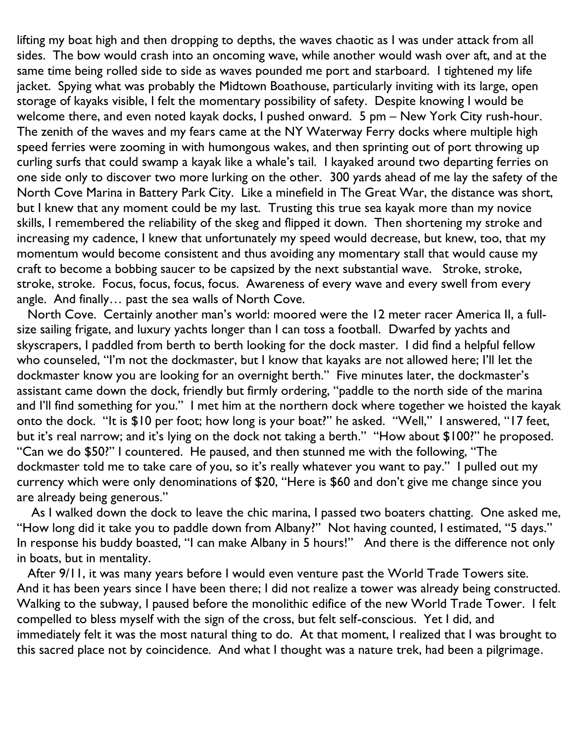lifting my boat high and then dropping to depths, the waves chaotic as I was under attack from all sides. The bow would crash into an oncoming wave, while another would wash over aft, and at the same time being rolled side to side as waves pounded me port and starboard. I tightened my life jacket. Spying what was probably the Midtown Boathouse, particularly inviting with its large, open storage of kayaks visible, I felt the momentary possibility of safety. Despite knowing I would be welcome there, and even noted kayak docks, I pushed onward. 5 pm – New York City rush-hour. The zenith of the waves and my fears came at the NY Waterway Ferry docks where multiple high speed ferries were zooming in with humongous wakes, and then sprinting out of port throwing up curling surfs that could swamp a kayak like a whale's tail. I kayaked around two departing ferries on one side only to discover two more lurking on the other. 300 yards ahead of me lay the safety of the North Cove Marina in Battery Park City. Like a minefield in The Great War, the distance was short, but I knew that any moment could be my last. Trusting this true sea kayak more than my novice skills, I remembered the reliability of the skeg and flipped it down. Then shortening my stroke and increasing my cadence, I knew that unfortunately my speed would decrease, but knew, too, that my momentum would become consistent and thus avoiding any momentary stall that would cause my craft to become a bobbing saucer to be capsized by the next substantial wave. Stroke, stroke, stroke, stroke. Focus, focus, focus, focus. Awareness of every wave and every swell from every angle. And finally… past the sea walls of North Cove.

North Cove. Certainly another man's world: moored were the 12 meter racer America II, a full-size sailing frigate, and luxury yachts longer than I can toss a football. Dwarfed by yachts and skyscrapers, I paddled from berth to berth looking for the dock master. I did find a helpful fellow who counseled, "I'm not the dockmaster, but I know that kayaks are not allowed here; I'll let the dockmaster know you are looking for an overnight berth." Five minutes later, the dockmaster's assistant came down the dock, friendly but firmly ordering, "paddle to the north side of the marina and I'll find something for you." I met him at the northern dock where together we hoisted the kayak onto the dock. "It is $10 per foot; how long is your boat?" he asked. "Well," I answered, "17 feet, but it's real narrow; and it's lying on the dock not taking a berth." "How about $100?" he proposed. "Can we do $50?" I countered. He paused, and then stunned me with the following, "The dockmaster told me to take care of you, so it's really whatever you want to pay." I pulled out my currency which were only denominations of $20, "Here is $60 and don't give me change since you are already being generous."

As I walked down the dock to leave the chic marina, I passed two boaters chatting. One asked me, "How long did it take you to paddle down from Albany?" Not having counted, I estimated, "5 days." In response his buddy boasted, "I can make Albany in 5 hours!" And there is the difference not only in boats, but in mentality.

After 9/11, it was many years before I would even venture past the World Trade Towers site. And it has been years since I have been there; I did not realize a tower was already being constructed. Walking to the subway, I paused before the monolithic edifice of the new World Trade Tower. I felt compelled to bless myself with the sign of the cross, but felt self-conscious. Yet I did, and immediately felt it was the most natural thing to do. At that moment, I realized that I was brought to this sacred place not by coincidence. And what I thought was a nature trek, had been a pilgrimage.